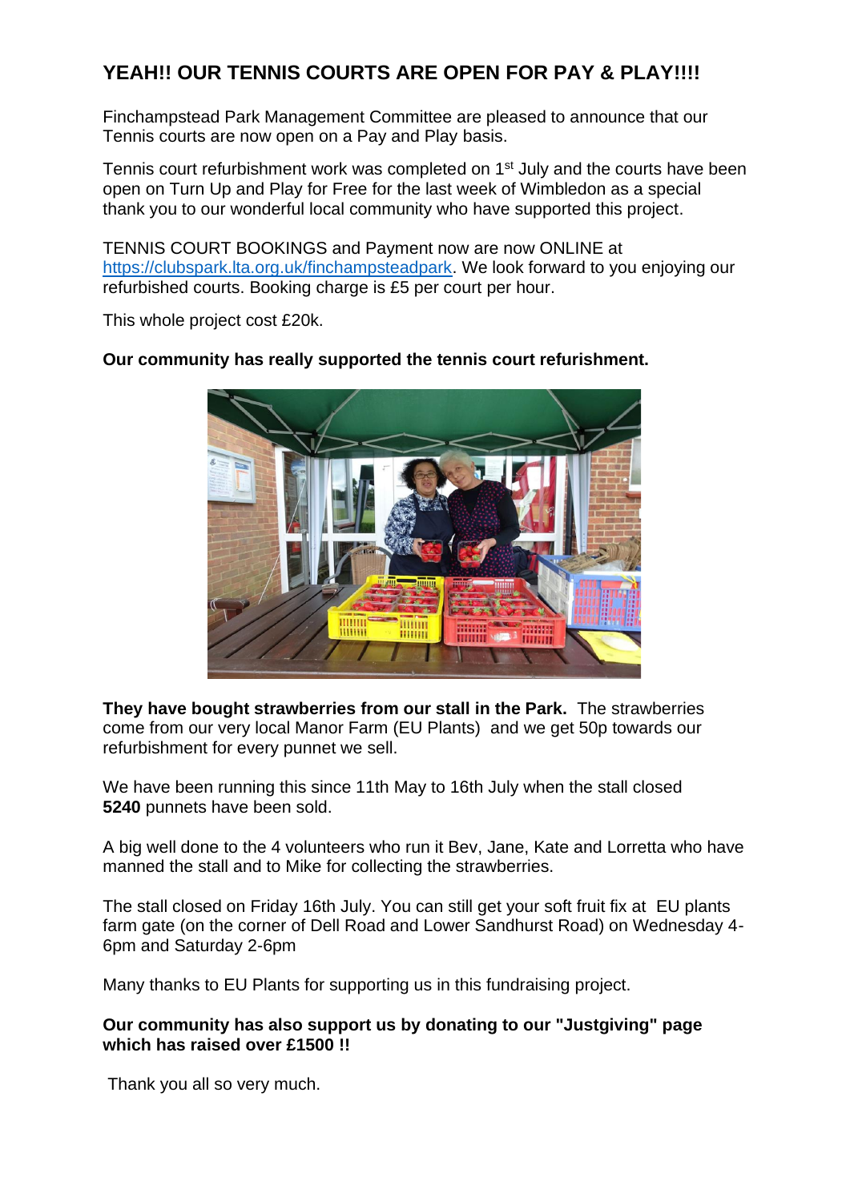# YEAH!! OUR TENNIS COURTS ARE OPEN FOR PAY & PLAY!!!!

Finchampstead Park Management Committee are pleased to announce that our Tennis courts are now open on a Pay and Play basis.

Tennis court refurbishment work was completed on 1st July and the courts have been open on Turn Up and Play for Free for the last week of Wimbledon as a special thank you to our wonderful local community who have supported this project.

TENNIS COURT BOOKINGS and Payment now are now ONLINE at https://clubspark.lta.org.uk/finchampsteadpark. We look forward to you enjoying our refurbished courts. Booking charge is £5 per court per hour.

This whole project cost £20k.

**Our community has really supported the tennis court refurishment.**

**They have bought strawberries from our stall in the Park.** The strawberries come from our very local Manor Farm (EU Plants) and we get 50p towards our refurbishment for every punnet we sell.

We have been running this since 11th May to 16th July when the stall closed **5240** punnets have been sold.

A big well done to the 4 volunteers who run it Bev, Jane, Kate and Lorretta who have manned the stall and to Mike for collecting the strawberries.

The stall closed on Friday 16th July. You can still get your soft fruit fix at EU plants farm gate (on the corner of Dell Road and Lower Sandhurst Road) on Wednesday 4-6pm and Saturday 2-6pm

Many thanks to EU Plants for supporting us in this fundraising project.

**Our community has also support us by donating to our "Justgiving" page which has raised over £1500 !!**

Thank you all so very much.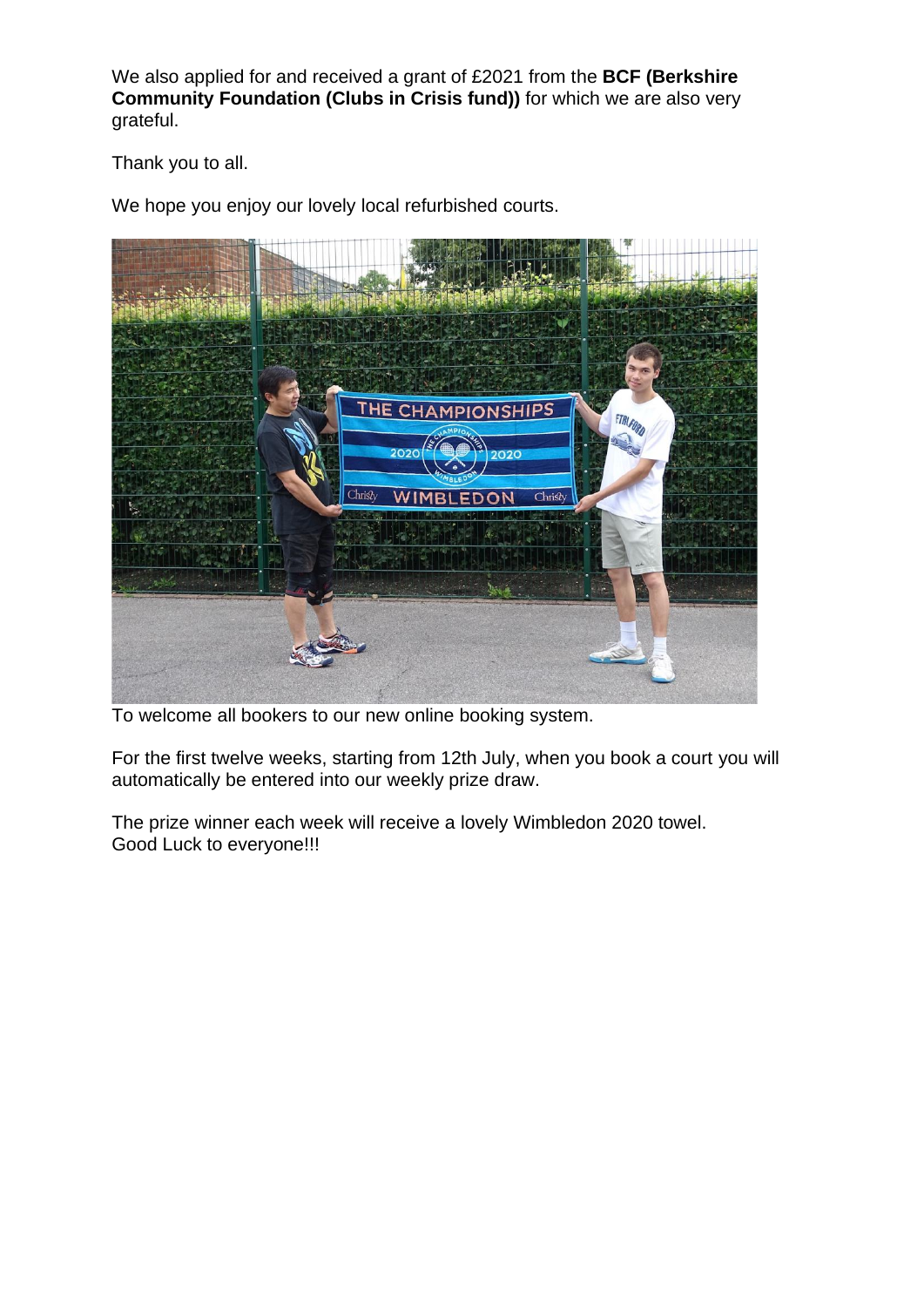We also applied for and received a grant of £2021 from the **BCF (Berkshire Community Foundation (Clubs in Crisis fund))** for which we are also very grateful.

Thank you to all.

We hope you enjoy our lovely local refurbished courts.

To welcome all bookers to our new online booking system.

For the first twelve weeks, starting from 12th July, when you book a court you will automatically be entered into our weekly prize draw.

The prize winner each week will receive a lovely Wimbledon 2020 towel.
Good Luck to everyone!!!